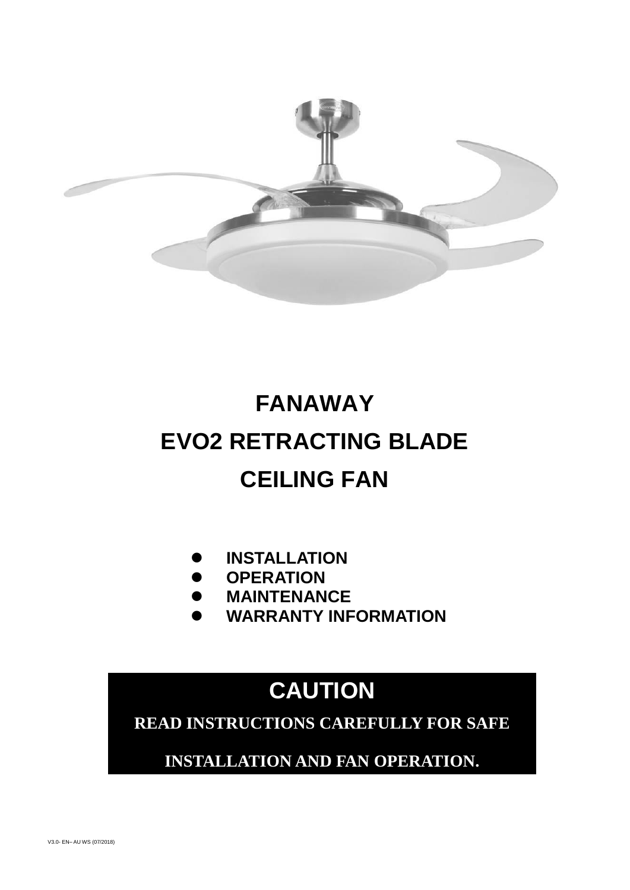# FANAWAY

# EVO2 RETRACTING BLADE

# CEILING FAN

- **INSTALLATION**
- **OPERATION**
- **MAINTENANCE**
- **WARRANTY INFORMATION**

## CAUTION

**READ INSTRUCTIONS CAREFULLY FOR SAFE INSTALLATION AND FAN OPERATION.**

V3.0- EN– AU WS (07/2018)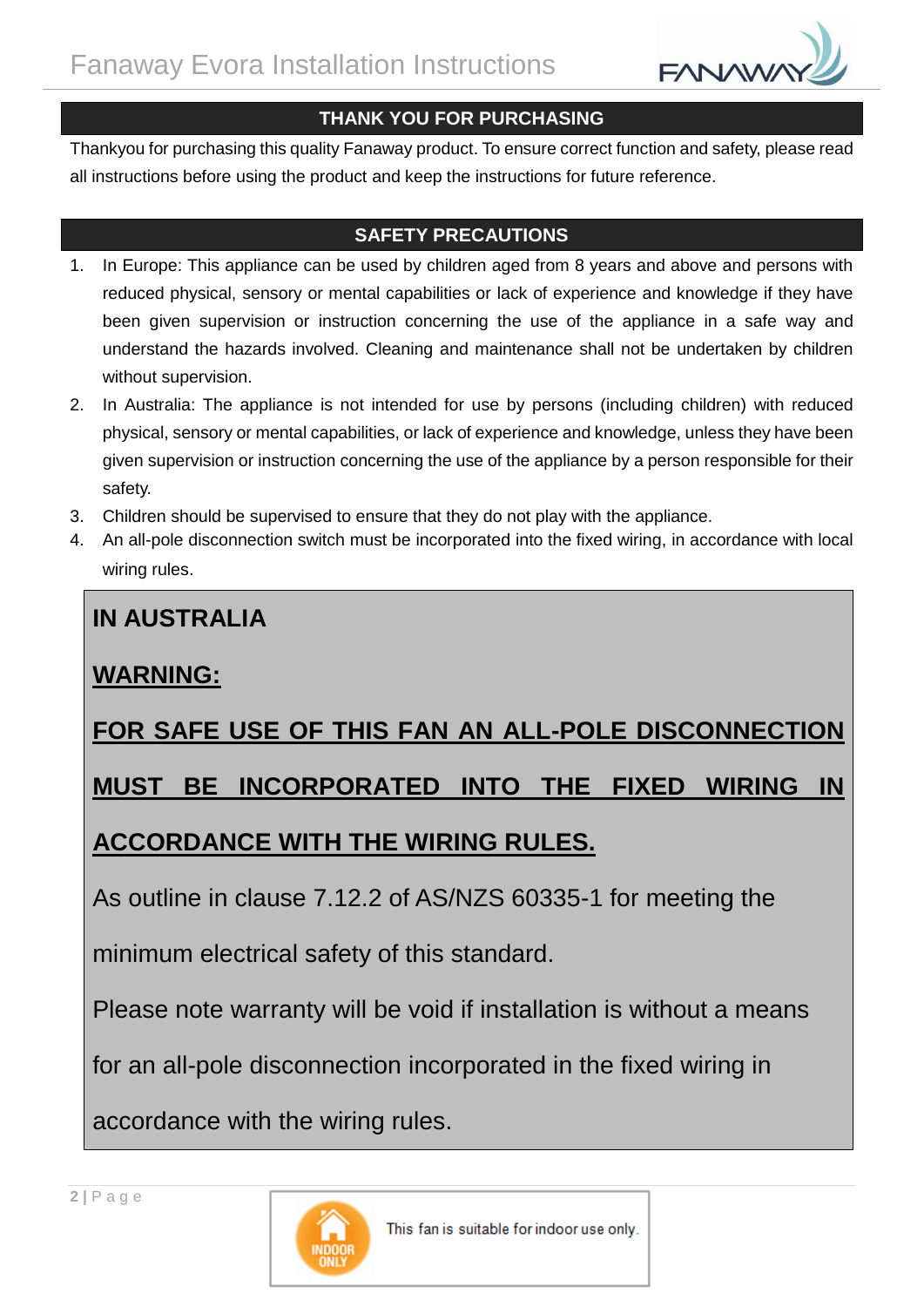## THANK YOU FOR PURCHASING

Thankyou for purchasing this quality Fanaway product. To ensure correct function and safety, please read all instructions before using the product and keep the instructions for future reference.

## SAFETY PRECAUTIONS

1. In Europe: This appliance can be used by children aged from 8 years and above and persons with reduced physical, sensory or mental capabilities or lack of experience and knowledge if they have been given supervision or instruction concerning the use of the appliance in a safe way and understand the hazards involved. Cleaning and maintenance shall not be undertaken by children without supervision.
2. In Australia: The appliance is not intended for use by persons (including children) with reduced physical, sensory or mental capabilities, or lack of experience and knowledge, unless they have been given supervision or instruction concerning the use of the appliance by a person responsible for their safety.
3. Children should be supervised to ensure that they do not play with the appliance.
4. An all-pole disconnection switch must be incorporated into the fixed wiring, in accordance with local wiring rules.

**IN AUSTRALIA**

**WARNING:**

**FOR SAFE USE OF THIS FAN AN ALL-POLE DISCONNECTION MUST BE INCORPORATED INTO THE FIXED WIRING IN ACCORDANCE WITH THE WIRING RULES.**

As outline in clause 7.12.2 of AS/NZS 60335-1 for meeting the minimum electrical safety of this standard.

Please note warranty will be void if installation is without a means for an all-pole disconnection incorporated in the fixed wiring in accordance with the wiring rules.

INDOOR ONLY — This fan is suitable for indoor use only.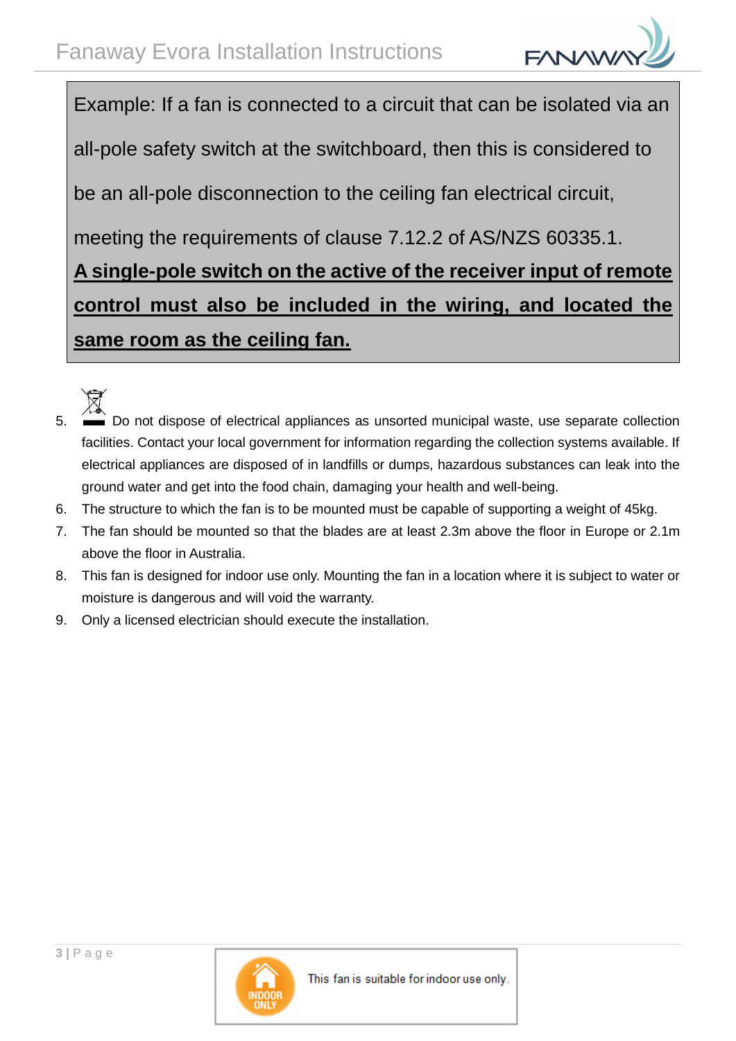Example: If a fan is connected to a circuit that can be isolated via an all-pole safety switch at the switchboard, then this is considered to be an all-pole disconnection to the ceiling fan electrical circuit, meeting the requirements of clause 7.12.2 of AS/NZS 60335.1.

**A single-pole switch on the active of the receiver input of remote control must also be included in the wiring, and located the same room as the ceiling fan.**

5. Do not dispose of electrical appliances as unsorted municipal waste, use separate collection facilities. Contact your local government for information regarding the collection systems available. If electrical appliances are disposed of in landfills or dumps, hazardous substances can leak into the ground water and get into the food chain, damaging your health and well-being.
6. The structure to which the fan is to be mounted must be capable of supporting a weight of 45kg.
7. The fan should be mounted so that the blades are at least 2.3m above the floor in Europe or 2.1m above the floor in Australia.
8. This fan is designed for indoor use only. Mounting the fan in a location where it is subject to water or moisture is dangerous and will void the warranty.
9. Only a licensed electrician should execute the installation.

INDOOR ONLY

This fan is suitable for indoor use only.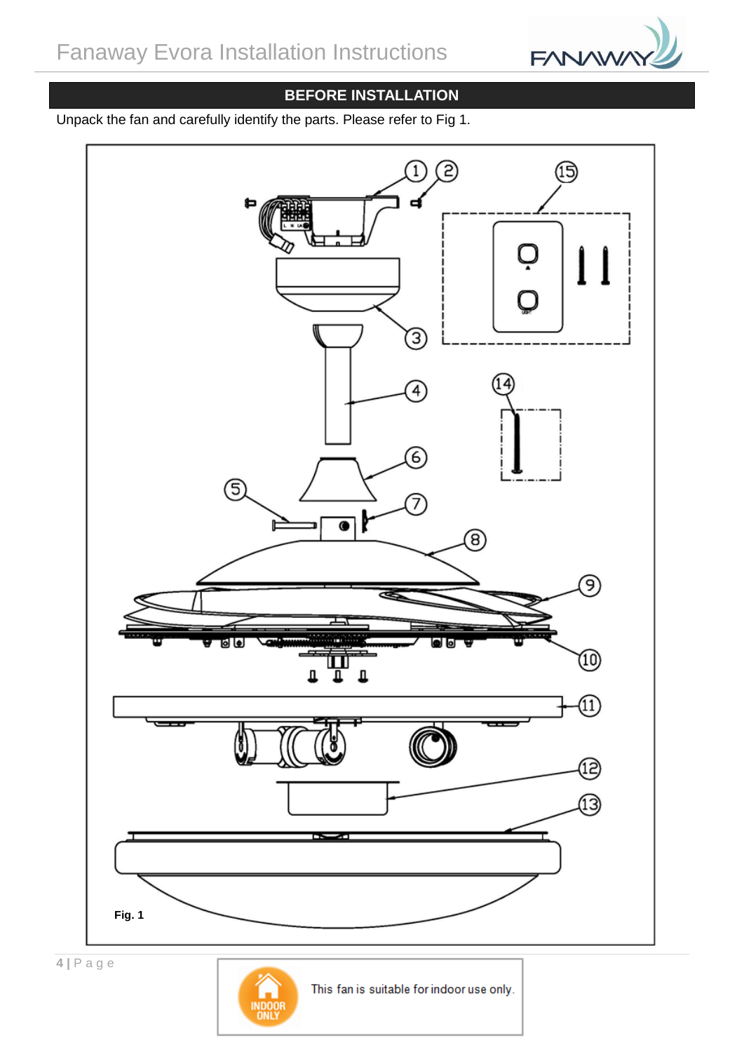## BEFORE INSTALLATION

Unpack the fan and carefully identify the parts. Please refer to Fig 1.

**Fig. 1**

This fan is suitable for indoor use only.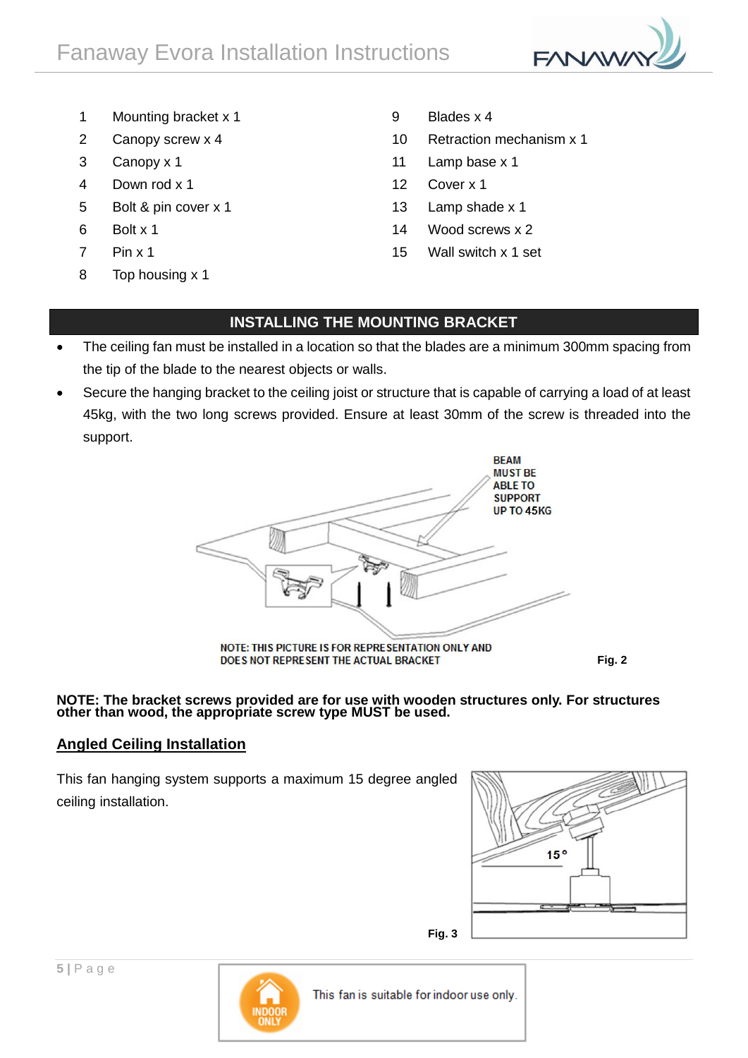1. Mounting bracket x 1
2. Canopy screw x 4
3. Canopy x 1
4. Down rod x 1
5. Bolt & pin cover x 1
6. Bolt x 1
7. Pin x 1
8. Top housing x 1
9. Blades x 4
10. Retraction mechanism x 1
11. Lamp base x 1
12. Cover x 1
13. Lamp shade x 1
14. Wood screws x 2
15. Wall switch x 1 set

## INSTALLING THE MOUNTING BRACKET

- The ceiling fan must be installed in a location so that the blades are a minimum 300mm spacing from the tip of the blade to the nearest objects or walls.
- Secure the hanging bracket to the ceiling joist or structure that is capable of carrying a load of at least 45kg, with the two long screws provided. Ensure at least 30mm of the screw is threaded into the support.

BEAM MUST BE ABLE TO SUPPORT UP TO 45KG

NOTE: THIS PICTURE IS FOR REPRESENTATION ONLY AND DOES NOT REPRESENT THE ACTUAL BRACKET

Fig. 2

**NOTE: The bracket screws provided are for use with wooden structures only. For structures other than wood, the appropriate screw type MUST be used.**

### Angled Ceiling Installation

This fan hanging system supports a maximum 15 degree angled ceiling installation.

15°

Fig. 3

INDOOR ONLY

This fan is suitable for indoor use only.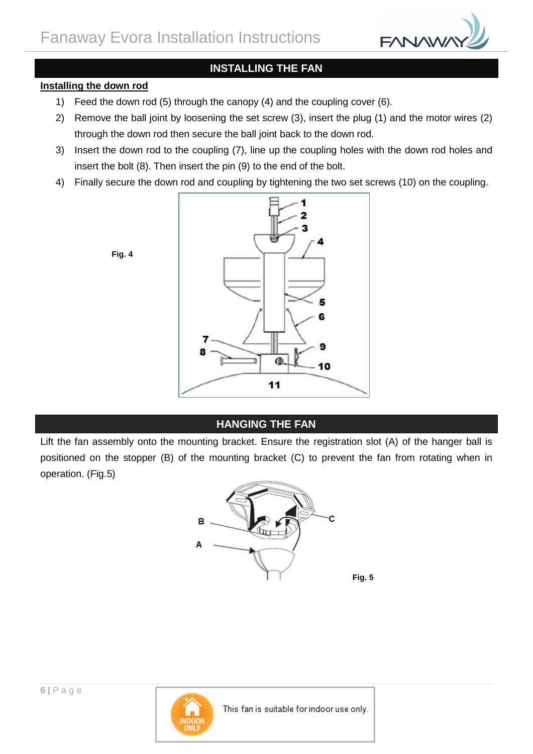## INSTALLING THE FAN

### Installing the down rod

1) Feed the down rod (5) through the canopy (4) and the coupling cover (6).
2) Remove the ball joint by loosening the set screw (3), insert the plug (1) and the motor wires (2) through the down rod then secure the ball joint back to the down rod.
3) Insert the down rod to the coupling (7), line up the coupling holes with the down rod holes and insert the bolt (8). Then insert the pin (9) to the end of the bolt.
4) Finally secure the down rod and coupling by tightening the two set screws (10) on the coupling.

**Fig. 4**

## HANGING THE FAN

Lift the fan assembly onto the mounting bracket. Ensure the registration slot (A) of the hanger ball is positioned on the stopper (B) of the mounting bracket (C) to prevent the fan from rotating when in operation. (Fig.5)

**Fig. 5**

This fan is suitable for indoor use only.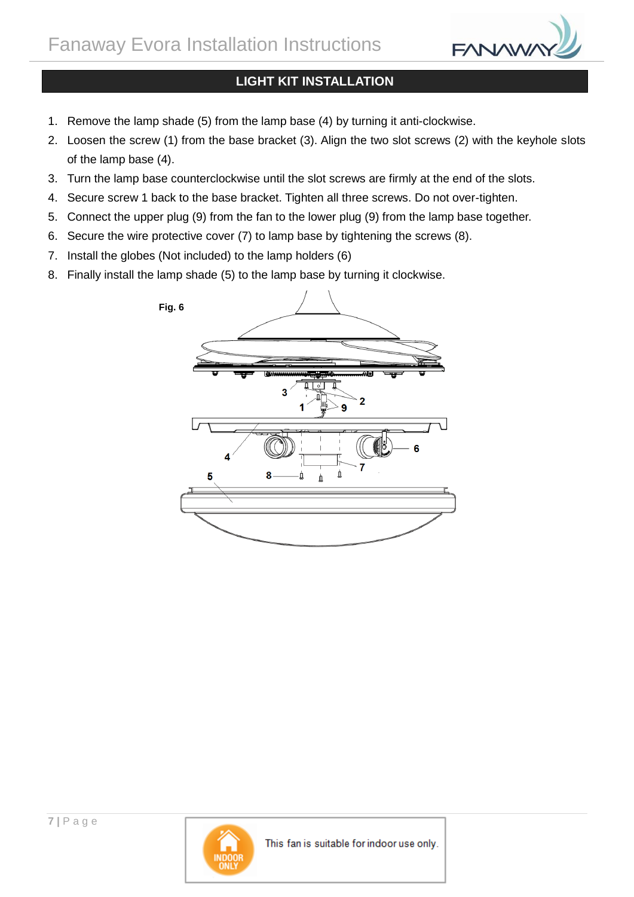## LIGHT KIT INSTALLATION

1. Remove the lamp shade (5) from the lamp base (4) by turning it anti-clockwise.
2. Loosen the screw (1) from the base bracket (3). Align the two slot screws (2) with the keyhole slots of the lamp base (4).
3. Turn the lamp base counterclockwise until the slot screws are firmly at the end of the slots.
4. Secure screw 1 back to the base bracket. Tighten all three screws. Do not over-tighten.
5. Connect the upper plug (9) from the fan to the lower plug (9) from the lamp base together.
6. Secure the wire protective cover (7) to lamp base by tightening the screws (8).
7. Install the globes (Not included) to the lamp holders (6)
8. Finally install the lamp shade (5) to the lamp base by turning it clockwise.

**Fig. 6**

This fan is suitable for indoor use only.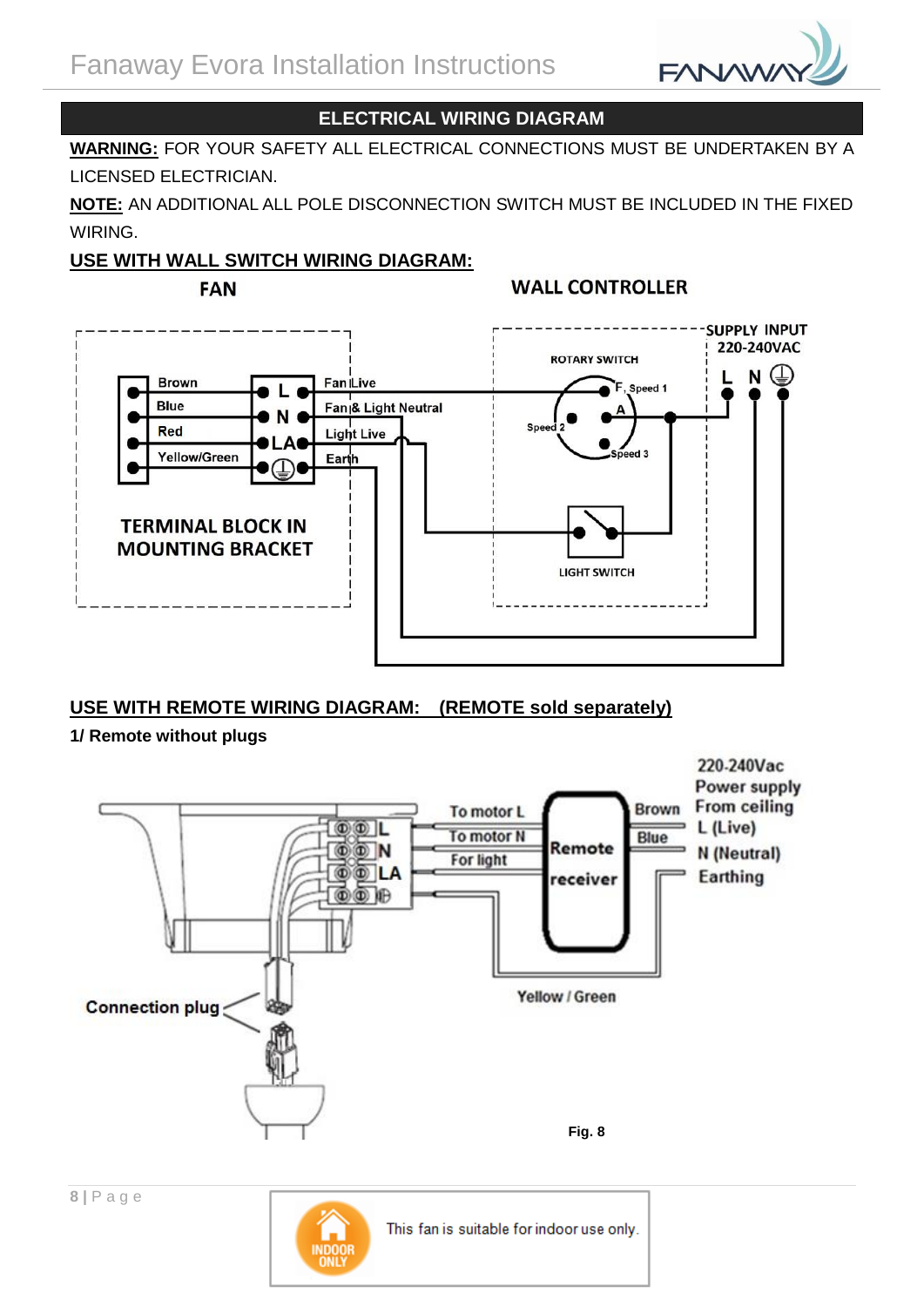## ELECTRICAL WIRING DIAGRAM

**WARNING:** FOR YOUR SAFETY ALL ELECTRICAL CONNECTIONS MUST BE UNDERTAKEN BY A LICENSED ELECTRICIAN.

**NOTE:** AN ADDITIONAL ALL POLE DISCONNECTION SWITCH MUST BE INCLUDED IN THE FIXED WIRING.

### USE WITH WALL SWITCH WIRING DIAGRAM:

FAN

WALL CONTROLLER

SUPPLY INPUT 220-240VAC

L N ⏚

ROTARY SWITCH

F, Speed 1

A

Speed 2

Speed 3

Brown — L — Fan Live

Blue — N — Fan & Light Neutral

Red — LA — Light Live

Yellow/Green — ⏚ — Earth

TERMINAL BLOCK IN MOUNTING BRACKET

LIGHT SWITCH

### USE WITH REMOTE WIRING DIAGRAM: (REMOTE sold separately)

**1/ Remote without plugs**

To motor L

To motor N

For light

Remote receiver

Brown

Blue

220-240Vac Power supply From ceiling

L (Live)

N (Neutral)

Earthing

Yellow / Green

Connection plug

**Fig. 8**

This fan is suitable for indoor use only.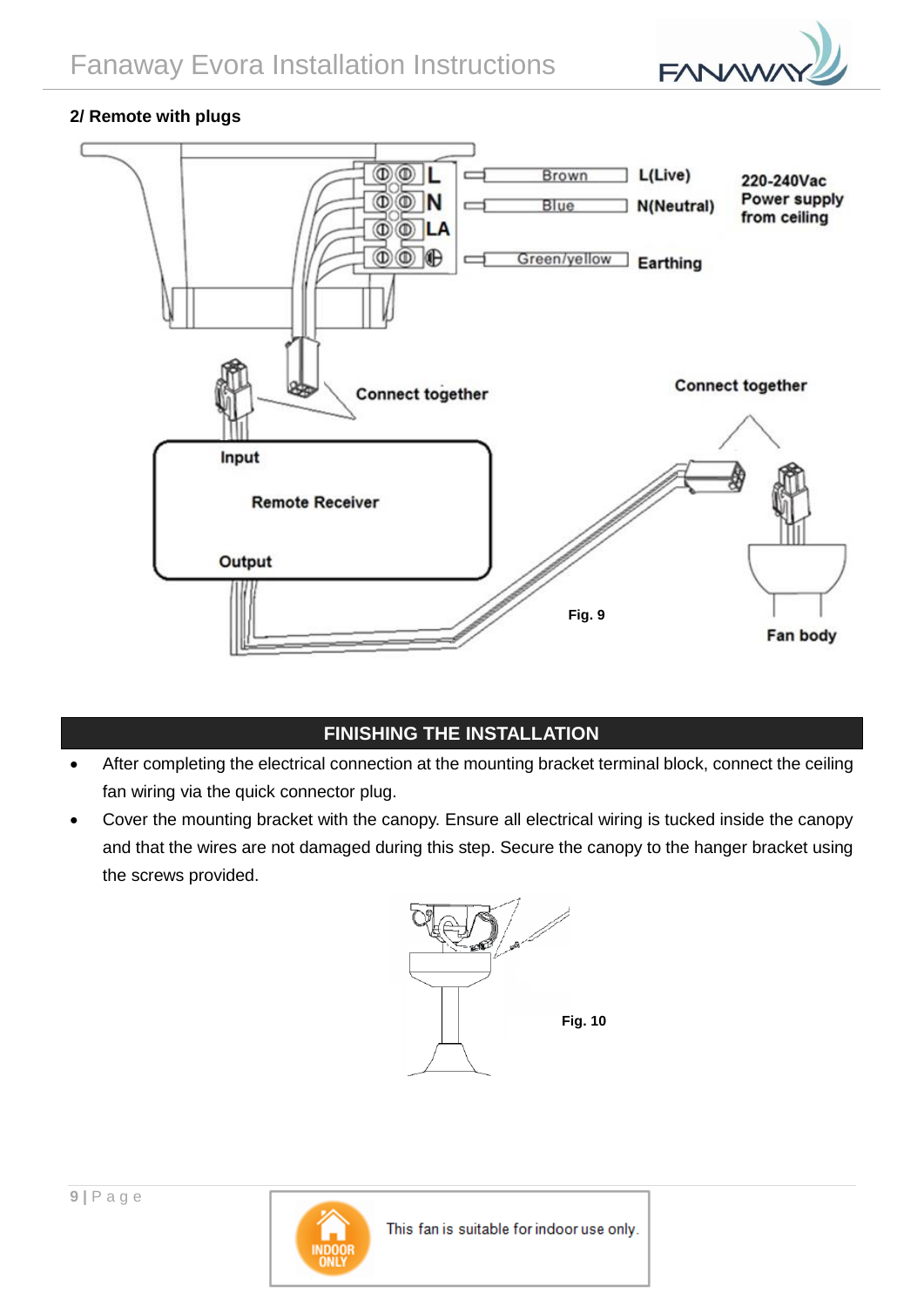### 2/ Remote with plugs

Brown L(Live)

Blue N(Neutral)

220-240Vac Power supply from ceiling

Green/yellow Earthing

Connect together

Connect together

Input

Remote Receiver

Output

Fig. 9

Fan body

## FINISHING THE INSTALLATION

- After completing the electrical connection at the mounting bracket terminal block, connect the ceiling fan wiring via the quick connector plug.
- Cover the mounting bracket with the canopy. Ensure all electrical wiring is tucked inside the canopy and that the wires are not damaged during this step. Secure the canopy to the hanger bracket using the screws provided.

Fig. 10

INDOOR ONLY

This fan is suitable for indoor use only.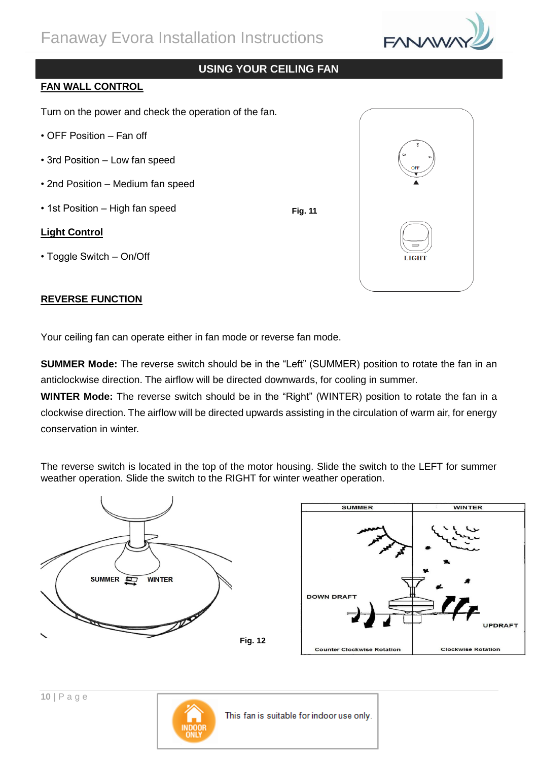## USING YOUR CEILING FAN

**FAN WALL CONTROL**

Turn on the power and check the operation of the fan.

- OFF Position – Fan off
- 3rd Position – Low fan speed
- 2nd Position – Medium fan speed
- 1st Position – High fan speed

**Light Control**

- Toggle Switch – On/Off

Fig. 11

**REVERSE FUNCTION**

Your ceiling fan can operate either in fan mode or reverse fan mode.

**SUMMER Mode:** The reverse switch should be in the "Left" (SUMMER) position to rotate the fan in an anticlockwise direction. The airflow will be directed downwards, for cooling in summer.

**WINTER Mode:** The reverse switch should be in the "Right" (WINTER) position to rotate the fan in a clockwise direction. The airflow will be directed upwards assisting in the circulation of warm air, for energy conservation in winter.

The reverse switch is located in the top of the motor housing. Slide the switch to the LEFT for summer weather operation. Slide the switch to the RIGHT for winter weather operation.

Fig. 12

This fan is suitable for indoor use only.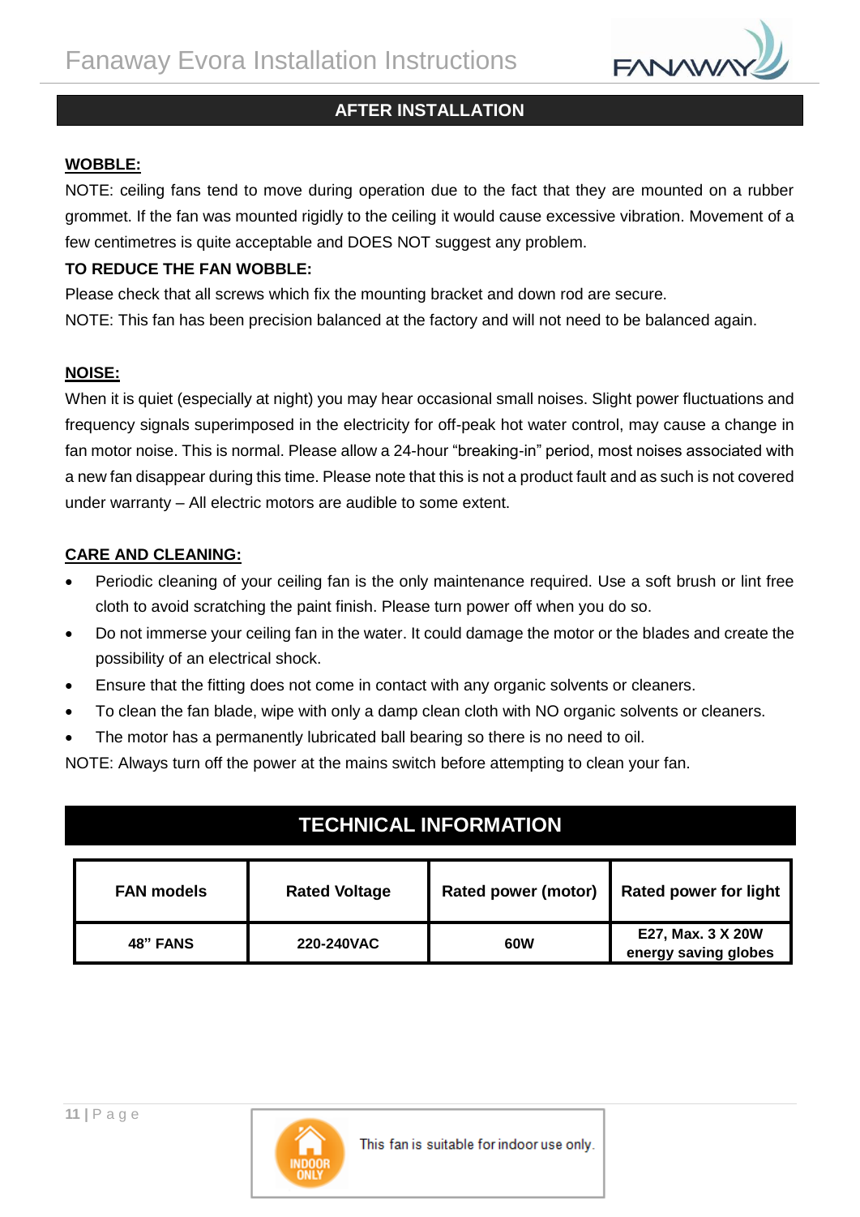## AFTER INSTALLATION

**WOBBLE:**

NOTE: ceiling fans tend to move during operation due to the fact that they are mounted on a rubber grommet. If the fan was mounted rigidly to the ceiling it would cause excessive vibration. Movement of a few centimetres is quite acceptable and DOES NOT suggest any problem.

**TO REDUCE THE FAN WOBBLE:**

Please check that all screws which fix the mounting bracket and down rod are secure.

NOTE: This fan has been precision balanced at the factory and will not need to be balanced again.

**NOISE:**

When it is quiet (especially at night) you may hear occasional small noises. Slight power fluctuations and frequency signals superimposed in the electricity for off-peak hot water control, may cause a change in fan motor noise. This is normal. Please allow a 24-hour "breaking-in" period, most noises associated with a new fan disappear during this time. Please note that this is not a product fault and as such is not covered under warranty – All electric motors are audible to some extent.

**CARE AND CLEANING:**

- Periodic cleaning of your ceiling fan is the only maintenance required. Use a soft brush or lint free cloth to avoid scratching the paint finish. Please turn power off when you do so.
- Do not immerse your ceiling fan in the water. It could damage the motor or the blades and create the possibility of an electrical shock.
- Ensure that the fitting does not come in contact with any organic solvents or cleaners.
- To clean the fan blade, wipe with only a damp clean cloth with NO organic solvents or cleaners.
- The motor has a permanently lubricated ball bearing so there is no need to oil.

NOTE: Always turn off the power at the mains switch before attempting to clean your fan.

## TECHNICAL INFORMATION

| FAN models | Rated Voltage | Rated power (motor) | Rated power for light |
|---|---|---|---|
| 48" FANS | 220-240VAC | 60W | E27, Max. 3 X 20W energy saving globes |

INDOOR ONLY

This fan is suitable for indoor use only.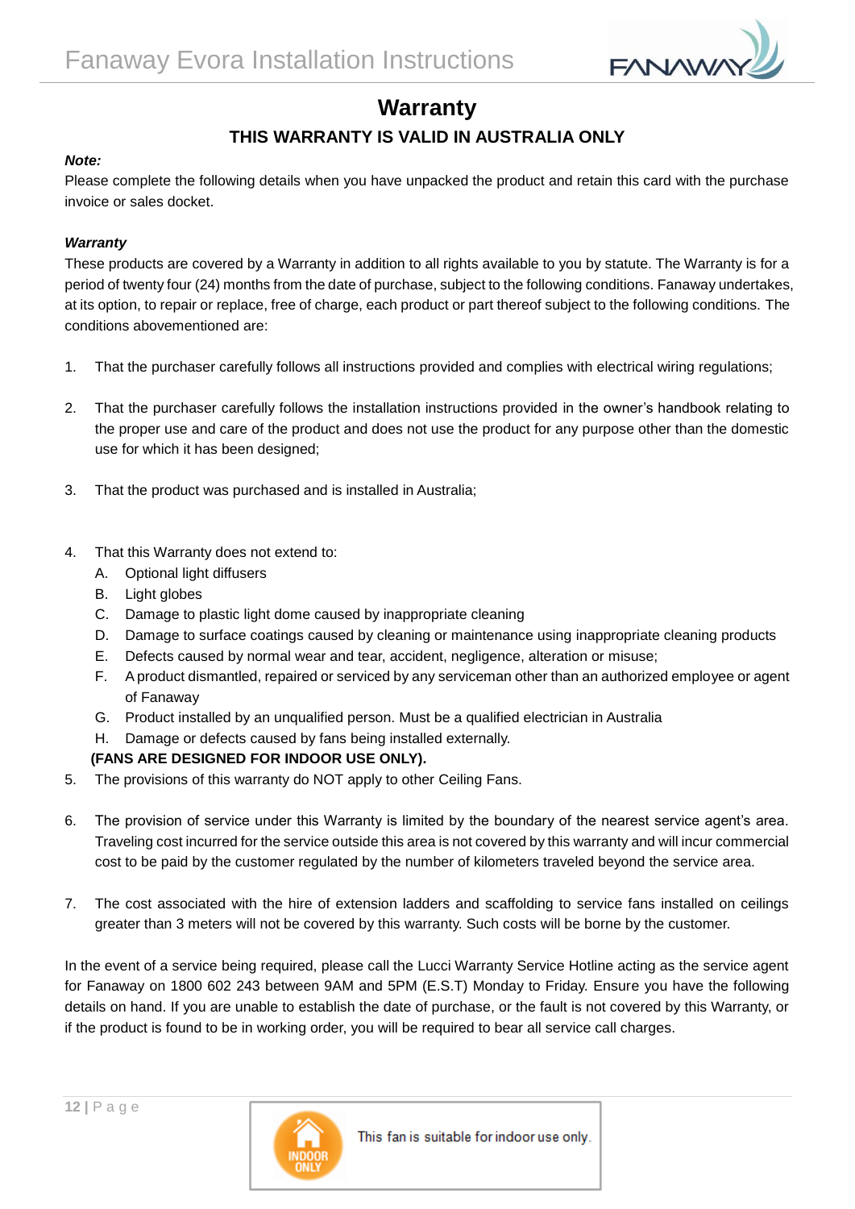# Warranty

## THIS WARRANTY IS VALID IN AUSTRALIA ONLY

***Note:***

Please complete the following details when you have unpacked the product and retain this card with the purchase invoice or sales docket.

***Warranty***

These products are covered by a Warranty in addition to all rights available to you by statute. The Warranty is for a period of twenty four (24) months from the date of purchase, subject to the following conditions. Fanaway undertakes, at its option, to repair or replace, free of charge, each product or part thereof subject to the following conditions. The conditions abovementioned are:

1. That the purchaser carefully follows all instructions provided and complies with electrical wiring regulations;
2. That the purchaser carefully follows the installation instructions provided in the owner's handbook relating to the proper use and care of the product and does not use the product for any purpose other than the domestic use for which it has been designed;
3. That the product was purchased and is installed in Australia;
4. That this Warranty does not extend to:
   A. Optional light diffusers
   B. Light globes
   C. Damage to plastic light dome caused by inappropriate cleaning
   D. Damage to surface coatings caused by cleaning or maintenance using inappropriate cleaning products
   E. Defects caused by normal wear and tear, accident, negligence, alteration or misuse;
   F. A product dismantled, repaired or serviced by any serviceman other than an authorized employee or agent of Fanaway
   G. Product installed by an unqualified person. Must be a qualified electrician in Australia
   H. Damage or defects caused by fans being installed externally.

   **(FANS ARE DESIGNED FOR INDOOR USE ONLY).**
5. The provisions of this warranty do NOT apply to other Ceiling Fans.
6. The provision of service under this Warranty is limited by the boundary of the nearest service agent's area. Traveling cost incurred for the service outside this area is not covered by this warranty and will incur commercial cost to be paid by the customer regulated by the number of kilometers traveled beyond the service area.
7. The cost associated with the hire of extension ladders and scaffolding to service fans installed on ceilings greater than 3 meters will not be covered by this warranty. Such costs will be borne by the customer.

In the event of a service being required, please call the Lucci Warranty Service Hotline acting as the service agent for Fanaway on 1800 602 243 between 9AM and 5PM (E.S.T) Monday to Friday. Ensure you have the following details on hand. If you are unable to establish the date of purchase, or the fault is not covered by this Warranty, or if the product is found to be in working order, you will be required to bear all service call charges.

INDOOR ONLY — This fan is suitable for indoor use only.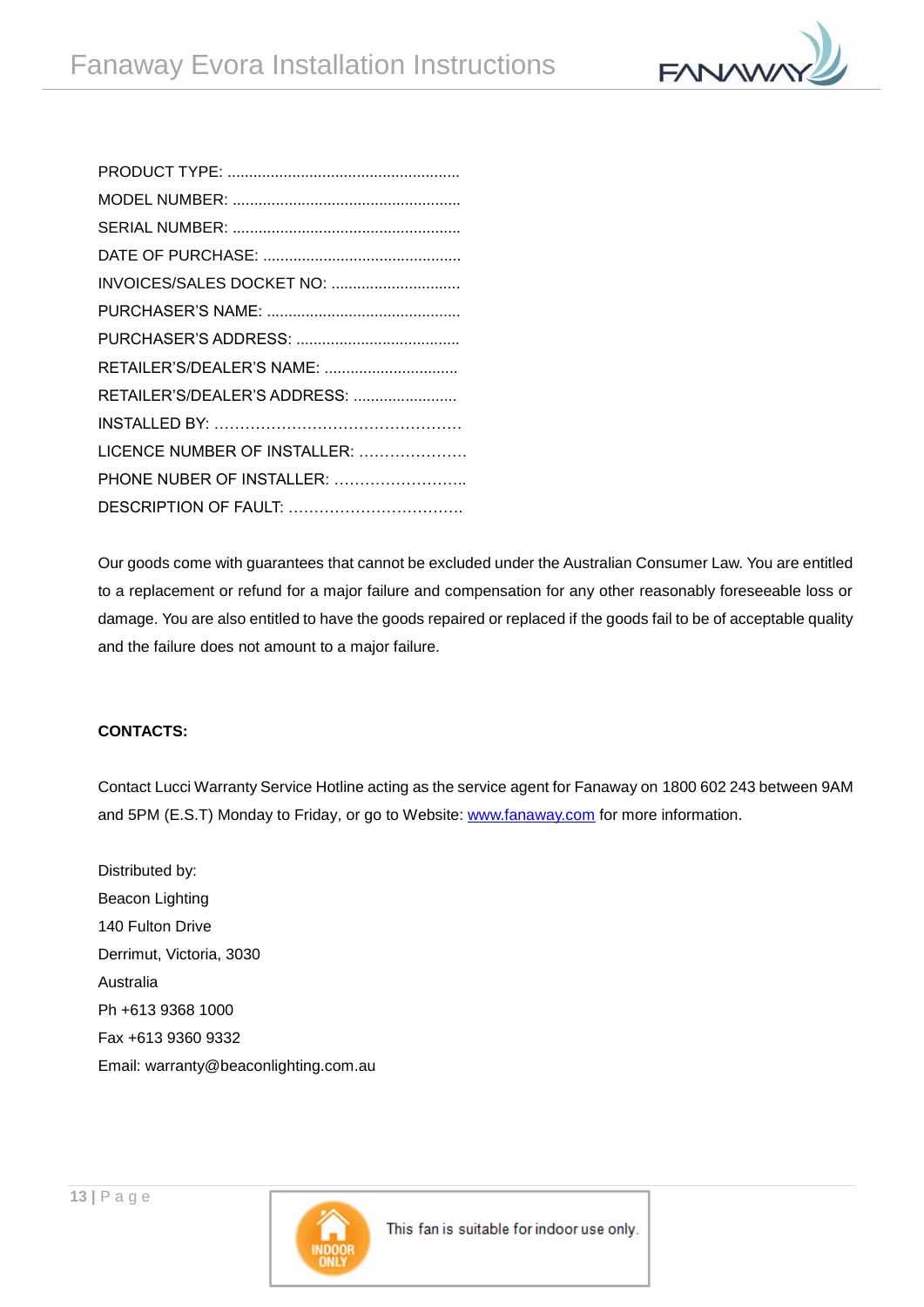PRODUCT TYPE: ......................................................

MODEL NUMBER: .....................................................

SERIAL NUMBER: .....................................................

DATE OF PURCHASE: ..............................................

INVOICES/SALES DOCKET NO: ..............................

PURCHASER'S NAME: .............................................

PURCHASER'S ADDRESS: ......................................

RETAILER'S/DEALER'S NAME: ...............................

RETAILER'S/DEALER'S ADDRESS: ........................

INSTALLED BY: …………………………………………

LICENCE NUMBER OF INSTALLER: …………………

PHONE NUBER OF INSTALLER: ……………………..

DESCRIPTION OF FAULT: …………………………….

Our goods come with guarantees that cannot be excluded under the Australian Consumer Law. You are entitled to a replacement or refund for a major failure and compensation for any other reasonably foreseeable loss or damage. You are also entitled to have the goods repaired or replaced if the goods fail to be of acceptable quality and the failure does not amount to a major failure.

**CONTACTS:**

Contact Lucci Warranty Service Hotline acting as the service agent for Fanaway on 1800 602 243 between 9AM and 5PM (E.S.T) Monday to Friday, or go to Website: [www.fanaway.com](http://www.fanaway.com) for more information.

Distributed by:
Beacon Lighting
140 Fulton Drive
Derrimut, Victoria, 3030
Australia
Ph +613 9368 1000
Fax +613 9360 9332
Email: warranty@beaconlighting.com.au

INDOOR ONLY

This fan is suitable for indoor use only.